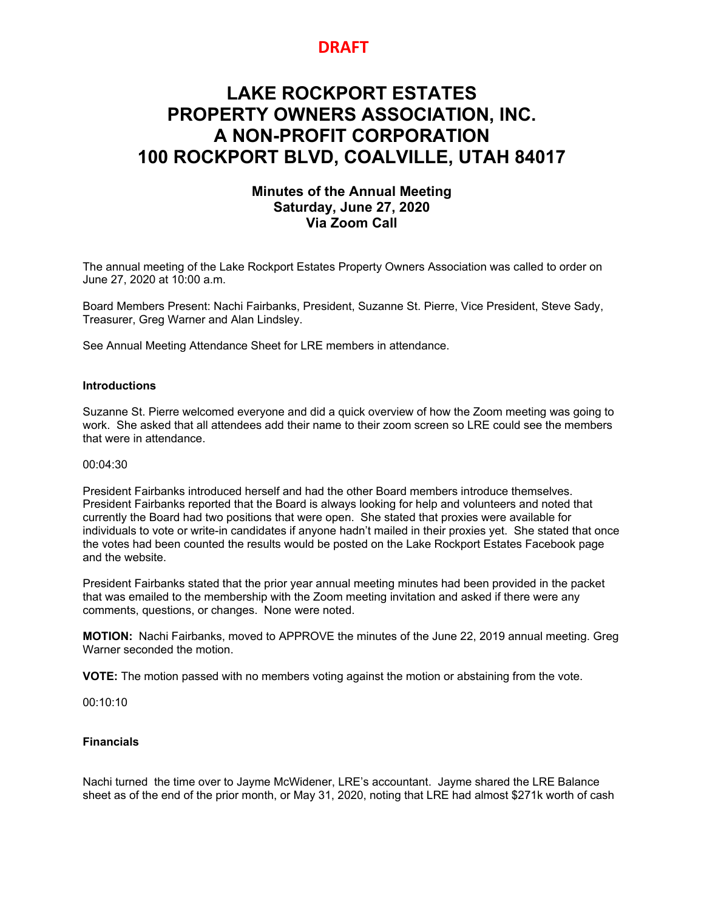**DRAFT**

# LAKE ROCKPORT ESTATES PROPERTY OWNERS ASSOCIATION, INC. A NON-PROFIT CORPORATION 100 ROCKPORT BLVD, COALVILLE, UTAH 84017

### Minutes of the Annual Meeting
### Saturday, June 27, 2020
### Via Zoom Call

The annual meeting of the Lake Rockport Estates Property Owners Association was called to order on June 27, 2020 at 10:00 a.m.

Board Members Present: Nachi Fairbanks, President, Suzanne St. Pierre, Vice President, Steve Sady, Treasurer, Greg Warner and Alan Lindsley.

See Annual Meeting Attendance Sheet for LRE members in attendance.

**Introductions**

Suzanne St. Pierre welcomed everyone and did a quick overview of how the Zoom meeting was going to work. She asked that all attendees add their name to their zoom screen so LRE could see the members that were in attendance.

00:04:30

President Fairbanks introduced herself and had the other Board members introduce themselves. President Fairbanks reported that the Board is always looking for help and volunteers and noted that currently the Board had two positions that were open. She stated that proxies were available for individuals to vote or write-in candidates if anyone hadn't mailed in their proxies yet. She stated that once the votes had been counted the results would be posted on the Lake Rockport Estates Facebook page and the website.

President Fairbanks stated that the prior year annual meeting minutes had been provided in the packet that was emailed to the membership with the Zoom meeting invitation and asked if there were any comments, questions, or changes. None were noted.

**MOTION:** Nachi Fairbanks, moved to APPROVE the minutes of the June 22, 2019 annual meeting. Greg Warner seconded the motion.

**VOTE:** The motion passed with no members voting against the motion or abstaining from the vote.

00:10:10

**Financials**

Nachi turned the time over to Jayme McWidener, LRE's accountant. Jayme shared the LRE Balance sheet as of the end of the prior month, or May 31, 2020, noting that LRE had almost $271k worth of cash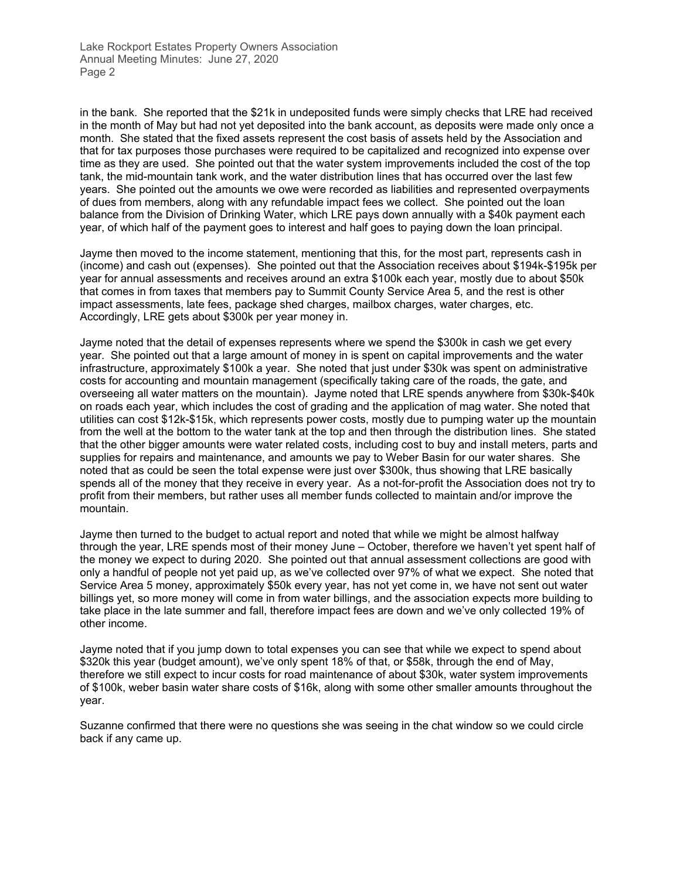in the bank. She reported that the $21k in undeposited funds were simply checks that LRE had received in the month of May but had not yet deposited into the bank account, as deposits were made only once a month. She stated that the fixed assets represent the cost basis of assets held by the Association and that for tax purposes those purchases were required to be capitalized and recognized into expense over time as they are used. She pointed out that the water system improvements included the cost of the top tank, the mid-mountain tank work, and the water distribution lines that has occurred over the last few years. She pointed out the amounts we owe were recorded as liabilities and represented overpayments of dues from members, along with any refundable impact fees we collect. She pointed out the loan balance from the Division of Drinking Water, which LRE pays down annually with a $40k payment each year, of which half of the payment goes to interest and half goes to paying down the loan principal.

Jayme then moved to the income statement, mentioning that this, for the most part, represents cash in (income) and cash out (expenses). She pointed out that the Association receives about $194k-$195k per year for annual assessments and receives around an extra $100k each year, mostly due to about $50k that comes in from taxes that members pay to Summit County Service Area 5, and the rest is other impact assessments, late fees, package shed charges, mailbox charges, water charges, etc. Accordingly, LRE gets about $300k per year money in.

Jayme noted that the detail of expenses represents where we spend the $300k in cash we get every year. She pointed out that a large amount of money in is spent on capital improvements and the water infrastructure, approximately $100k a year. She noted that just under $30k was spent on administrative costs for accounting and mountain management (specifically taking care of the roads, the gate, and overseeing all water matters on the mountain). Jayme noted that LRE spends anywhere from $30k-$40k on roads each year, which includes the cost of grading and the application of mag water. She noted that utilities can cost $12k-$15k, which represents power costs, mostly due to pumping water up the mountain from the well at the bottom to the water tank at the top and then through the distribution lines. She stated that the other bigger amounts were water related costs, including cost to buy and install meters, parts and supplies for repairs and maintenance, and amounts we pay to Weber Basin for our water shares. She noted that as could be seen the total expense were just over $300k, thus showing that LRE basically spends all of the money that they receive in every year. As a not-for-profit the Association does not try to profit from their members, but rather uses all member funds collected to maintain and/or improve the mountain.

Jayme then turned to the budget to actual report and noted that while we might be almost halfway through the year, LRE spends most of their money June – October, therefore we haven't yet spent half of the money we expect to during 2020. She pointed out that annual assessment collections are good with only a handful of people not yet paid up, as we've collected over 97% of what we expect. She noted that Service Area 5 money, approximately $50k every year, has not yet come in, we have not sent out water billings yet, so more money will come in from water billings, and the association expects more building to take place in the late summer and fall, therefore impact fees are down and we've only collected 19% of other income.

Jayme noted that if you jump down to total expenses you can see that while we expect to spend about $320k this year (budget amount), we've only spent 18% of that, or $58k, through the end of May, therefore we still expect to incur costs for road maintenance of about $30k, water system improvements of $100k, weber basin water share costs of $16k, along with some other smaller amounts throughout the year.

Suzanne confirmed that there were no questions she was seeing in the chat window so we could circle back if any came up.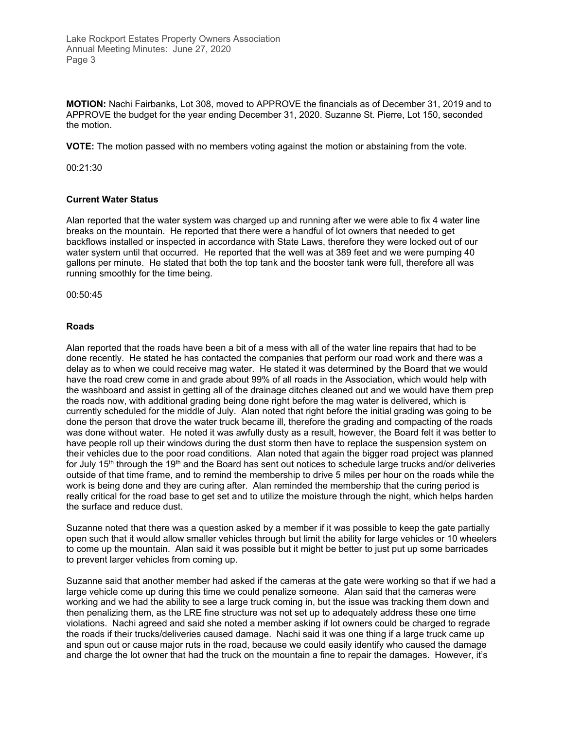**MOTION:** Nachi Fairbanks, Lot 308, moved to APPROVE the financials as of December 31, 2019 and to APPROVE the budget for the year ending December 31, 2020. Suzanne St. Pierre, Lot 150, seconded the motion.

**VOTE:** The motion passed with no members voting against the motion or abstaining from the vote.

00:21:30

**Current Water Status**

Alan reported that the water system was charged up and running after we were able to fix 4 water line breaks on the mountain. He reported that there were a handful of lot owners that needed to get backflows installed or inspected in accordance with State Laws, therefore they were locked out of our water system until that occurred. He reported that the well was at 389 feet and we were pumping 40 gallons per minute. He stated that both the top tank and the booster tank were full, therefore all was running smoothly for the time being.

00:50:45

**Roads**

Alan reported that the roads have been a bit of a mess with all of the water line repairs that had to be done recently. He stated he has contacted the companies that perform our road work and there was a delay as to when we could receive mag water. He stated it was determined by the Board that we would have the road crew come in and grade about 99% of all roads in the Association, which would help with the washboard and assist in getting all of the drainage ditches cleaned out and we would have them prep the roads now, with additional grading being done right before the mag water is delivered, which is currently scheduled for the middle of July. Alan noted that right before the initial grading was going to be done the person that drove the water truck became ill, therefore the grading and compacting of the roads was done without water. He noted it was awfully dusty as a result, however, the Board felt it was better to have people roll up their windows during the dust storm then have to replace the suspension system on their vehicles due to the poor road conditions. Alan noted that again the bigger road project was planned for July 15th through the 19th and the Board has sent out notices to schedule large trucks and/or deliveries outside of that time frame, and to remind the membership to drive 5 miles per hour on the roads while the work is being done and they are curing after. Alan reminded the membership that the curing period is really critical for the road base to get set and to utilize the moisture through the night, which helps harden the surface and reduce dust.

Suzanne noted that there was a question asked by a member if it was possible to keep the gate partially open such that it would allow smaller vehicles through but limit the ability for large vehicles or 10 wheelers to come up the mountain. Alan said it was possible but it might be better to just put up some barricades to prevent larger vehicles from coming up.

Suzanne said that another member had asked if the cameras at the gate were working so that if we had a large vehicle come up during this time we could penalize someone. Alan said that the cameras were working and we had the ability to see a large truck coming in, but the issue was tracking them down and then penalizing them, as the LRE fine structure was not set up to adequately address these one time violations. Nachi agreed and said she noted a member asking if lot owners could be charged to regrade the roads if their trucks/deliveries caused damage. Nachi said it was one thing if a large truck came up and spun out or cause major ruts in the road, because we could easily identify who caused the damage and charge the lot owner that had the truck on the mountain a fine to repair the damages. However, it's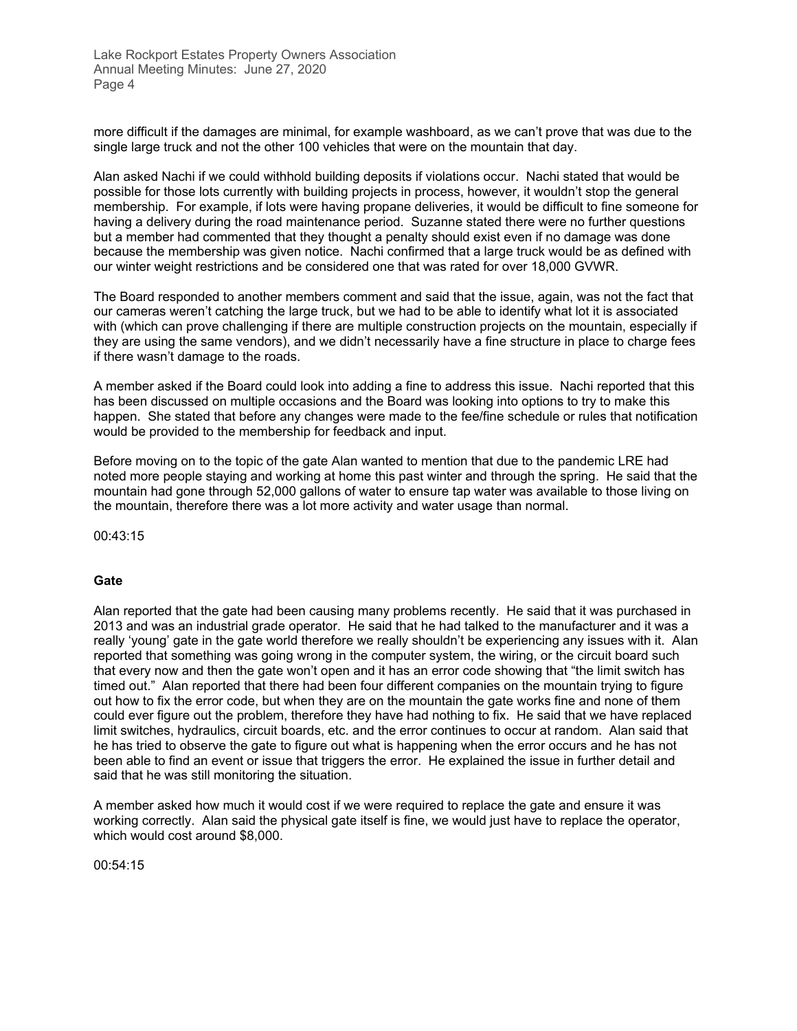more difficult if the damages are minimal, for example washboard, as we can't prove that was due to the single large truck and not the other 100 vehicles that were on the mountain that day.

Alan asked Nachi if we could withhold building deposits if violations occur. Nachi stated that would be possible for those lots currently with building projects in process, however, it wouldn't stop the general membership. For example, if lots were having propane deliveries, it would be difficult to fine someone for having a delivery during the road maintenance period. Suzanne stated there were no further questions but a member had commented that they thought a penalty should exist even if no damage was done because the membership was given notice. Nachi confirmed that a large truck would be as defined with our winter weight restrictions and be considered one that was rated for over 18,000 GVWR.

The Board responded to another members comment and said that the issue, again, was not the fact that our cameras weren't catching the large truck, but we had to be able to identify what lot it is associated with (which can prove challenging if there are multiple construction projects on the mountain, especially if they are using the same vendors), and we didn't necessarily have a fine structure in place to charge fees if there wasn't damage to the roads.

A member asked if the Board could look into adding a fine to address this issue. Nachi reported that this has been discussed on multiple occasions and the Board was looking into options to try to make this happen. She stated that before any changes were made to the fee/fine schedule or rules that notification would be provided to the membership for feedback and input.

Before moving on to the topic of the gate Alan wanted to mention that due to the pandemic LRE had noted more people staying and working at home this past winter and through the spring. He said that the mountain had gone through 52,000 gallons of water to ensure tap water was available to those living on the mountain, therefore there was a lot more activity and water usage than normal.

00:43:15

**Gate**

Alan reported that the gate had been causing many problems recently. He said that it was purchased in 2013 and was an industrial grade operator. He said that he had talked to the manufacturer and it was a really 'young' gate in the gate world therefore we really shouldn't be experiencing any issues with it. Alan reported that something was going wrong in the computer system, the wiring, or the circuit board such that every now and then the gate won't open and it has an error code showing that "the limit switch has timed out." Alan reported that there had been four different companies on the mountain trying to figure out how to fix the error code, but when they are on the mountain the gate works fine and none of them could ever figure out the problem, therefore they have had nothing to fix. He said that we have replaced limit switches, hydraulics, circuit boards, etc. and the error continues to occur at random. Alan said that he has tried to observe the gate to figure out what is happening when the error occurs and he has not been able to find an event or issue that triggers the error. He explained the issue in further detail and said that he was still monitoring the situation.

A member asked how much it would cost if we were required to replace the gate and ensure it was working correctly. Alan said the physical gate itself is fine, we would just have to replace the operator, which would cost around $8,000.

00:54:15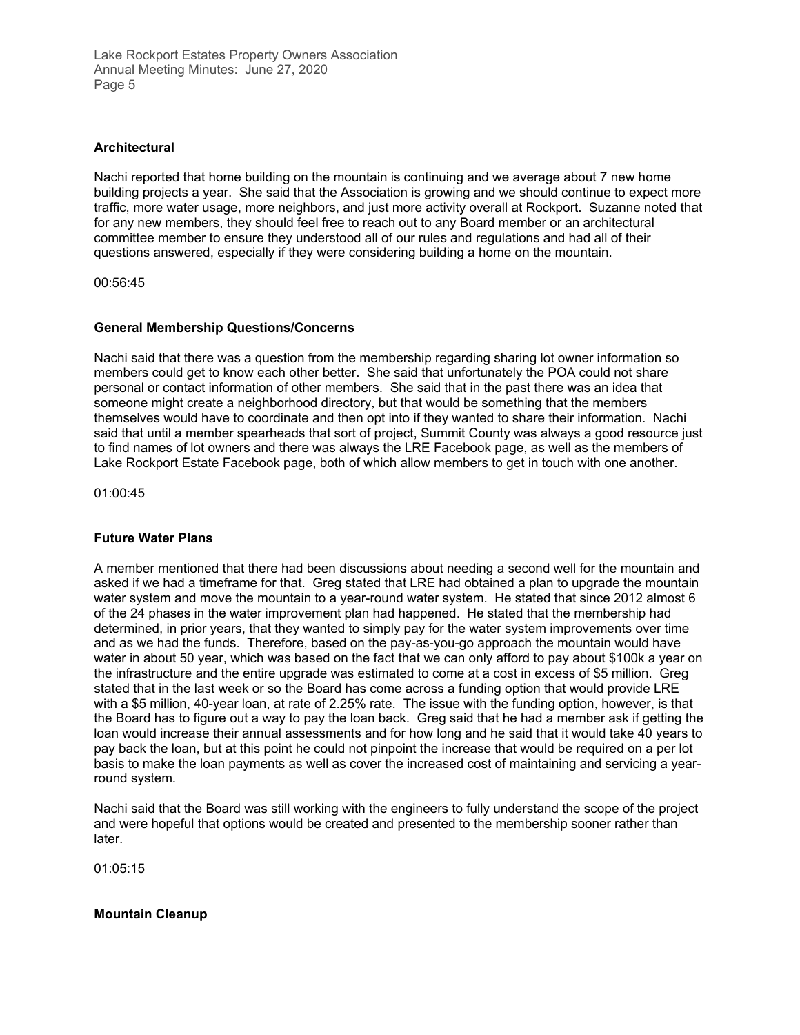### Architectural

Nachi reported that home building on the mountain is continuing and we average about 7 new home building projects a year. She said that the Association is growing and we should continue to expect more traffic, more water usage, more neighbors, and just more activity overall at Rockport. Suzanne noted that for any new members, they should feel free to reach out to any Board member or an architectural committee member to ensure they understood all of our rules and regulations and had all of their questions answered, especially if they were considering building a home on the mountain.

00:56:45

### General Membership Questions/Concerns

Nachi said that there was a question from the membership regarding sharing lot owner information so members could get to know each other better. She said that unfortunately the POA could not share personal or contact information of other members. She said that in the past there was an idea that someone might create a neighborhood directory, but that would be something that the members themselves would have to coordinate and then opt into if they wanted to share their information. Nachi said that until a member spearheads that sort of project, Summit County was always a good resource just to find names of lot owners and there was always the LRE Facebook page, as well as the members of Lake Rockport Estate Facebook page, both of which allow members to get in touch with one another.

01:00:45

### Future Water Plans

A member mentioned that there had been discussions about needing a second well for the mountain and asked if we had a timeframe for that. Greg stated that LRE had obtained a plan to upgrade the mountain water system and move the mountain to a year-round water system. He stated that since 2012 almost 6 of the 24 phases in the water improvement plan had happened. He stated that the membership had determined, in prior years, that they wanted to simply pay for the water system improvements over time and as we had the funds. Therefore, based on the pay-as-you-go approach the mountain would have water in about 50 year, which was based on the fact that we can only afford to pay about $100k a year on the infrastructure and the entire upgrade was estimated to come at a cost in excess of $5 million. Greg stated that in the last week or so the Board has come across a funding option that would provide LRE with a $5 million, 40-year loan, at rate of 2.25% rate. The issue with the funding option, however, is that the Board has to figure out a way to pay the loan back. Greg said that he had a member ask if getting the loan would increase their annual assessments and for how long and he said that it would take 40 years to pay back the loan, but at this point he could not pinpoint the increase that would be required on a per lot basis to make the loan payments as well as cover the increased cost of maintaining and servicing a year-round system.

Nachi said that the Board was still working with the engineers to fully understand the scope of the project and were hopeful that options would be created and presented to the membership sooner rather than later.

01:05:15

### Mountain Cleanup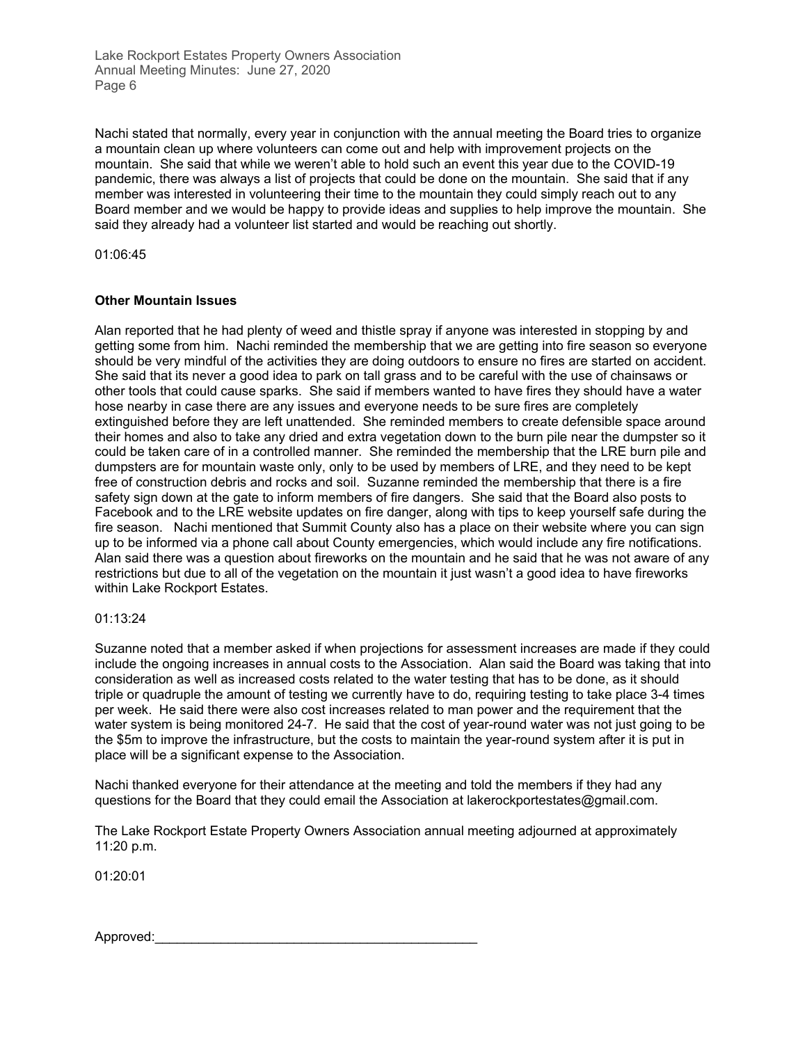Nachi stated that normally, every year in conjunction with the annual meeting the Board tries to organize a mountain clean up where volunteers can come out and help with improvement projects on the mountain. She said that while we weren't able to hold such an event this year due to the COVID-19 pandemic, there was always a list of projects that could be done on the mountain. She said that if any member was interested in volunteering their time to the mountain they could simply reach out to any Board member and we would be happy to provide ideas and supplies to help improve the mountain. She said they already had a volunteer list started and would be reaching out shortly.

01:06:45

**Other Mountain Issues**

Alan reported that he had plenty of weed and thistle spray if anyone was interested in stopping by and getting some from him. Nachi reminded the membership that we are getting into fire season so everyone should be very mindful of the activities they are doing outdoors to ensure no fires are started on accident. She said that its never a good idea to park on tall grass and to be careful with the use of chainsaws or other tools that could cause sparks. She said if members wanted to have fires they should have a water hose nearby in case there are any issues and everyone needs to be sure fires are completely extinguished before they are left unattended. She reminded members to create defensible space around their homes and also to take any dried and extra vegetation down to the burn pile near the dumpster so it could be taken care of in a controlled manner. She reminded the membership that the LRE burn pile and dumpsters are for mountain waste only, only to be used by members of LRE, and they need to be kept free of construction debris and rocks and soil. Suzanne reminded the membership that there is a fire safety sign down at the gate to inform members of fire dangers. She said that the Board also posts to Facebook and to the LRE website updates on fire danger, along with tips to keep yourself safe during the fire season. Nachi mentioned that Summit County also has a place on their website where you can sign up to be informed via a phone call about County emergencies, which would include any fire notifications. Alan said there was a question about fireworks on the mountain and he said that he was not aware of any restrictions but due to all of the vegetation on the mountain it just wasn't a good idea to have fireworks within Lake Rockport Estates.

01:13:24

Suzanne noted that a member asked if when projections for assessment increases are made if they could include the ongoing increases in annual costs to the Association. Alan said the Board was taking that into consideration as well as increased costs related to the water testing that has to be done, as it should triple or quadruple the amount of testing we currently have to do, requiring testing to take place 3-4 times per week. He said there were also cost increases related to man power and the requirement that the water system is being monitored 24-7. He said that the cost of year-round water was not just going to be the $5m to improve the infrastructure, but the costs to maintain the year-round system after it is put in place will be a significant expense to the Association.

Nachi thanked everyone for their attendance at the meeting and told the members if they had any questions for the Board that they could email the Association at lakerockportestates@gmail.com.

The Lake Rockport Estate Property Owners Association annual meeting adjourned at approximately 11:20 p.m.

01:20:01

Approved:_____________________________________________